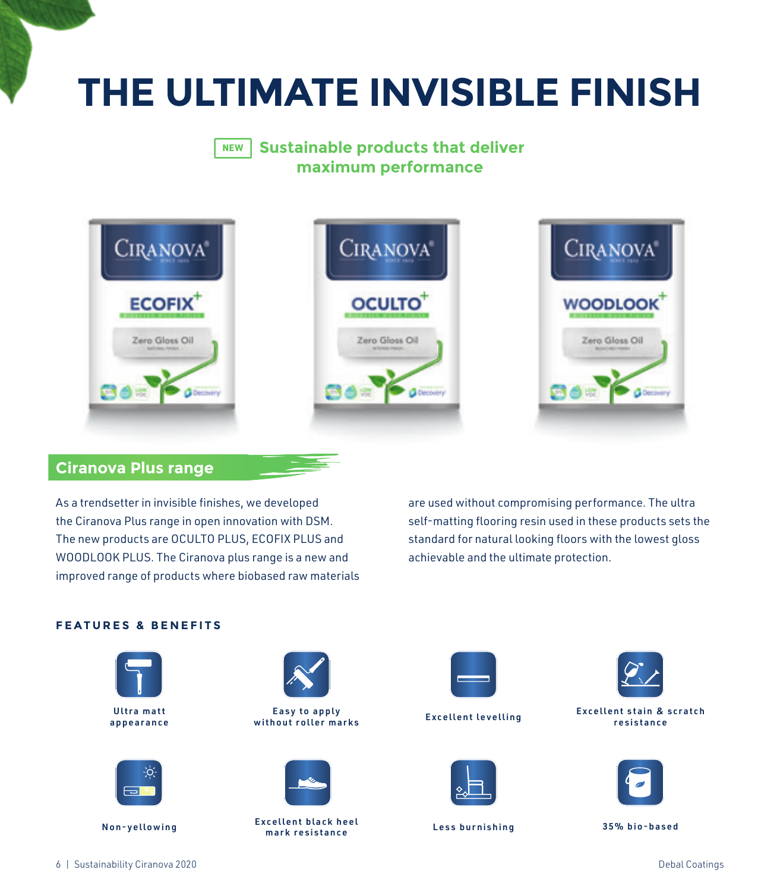# THE ULTIMATE INVISIBLE FINISH

NEW **Sustainable products that deliver maximum performance**

## Ciranova Plus range

As a trendsetter in invisible finishes, we developed the Ciranova Plus range in open innovation with DSM. The new products are OCULTO PLUS, ECOFIX PLUS and WOODLOOK PLUS. The Ciranova plus range is a new and improved range of products where biobased raw materials are used without compromising performance. The ultra self-matting flooring resin used in these products sets the standard for natural looking floors with the lowest gloss achievable and the ultimate protection.

### FEATURES & BENEFITS

- Ultra matt appearance
- Easy to apply without roller marks
- Excellent levelling
- Excellent stain & scratch resistance
- Non-yellowing
- Excellent black heel mark resistance
- Less burnishing
- 35% bio-based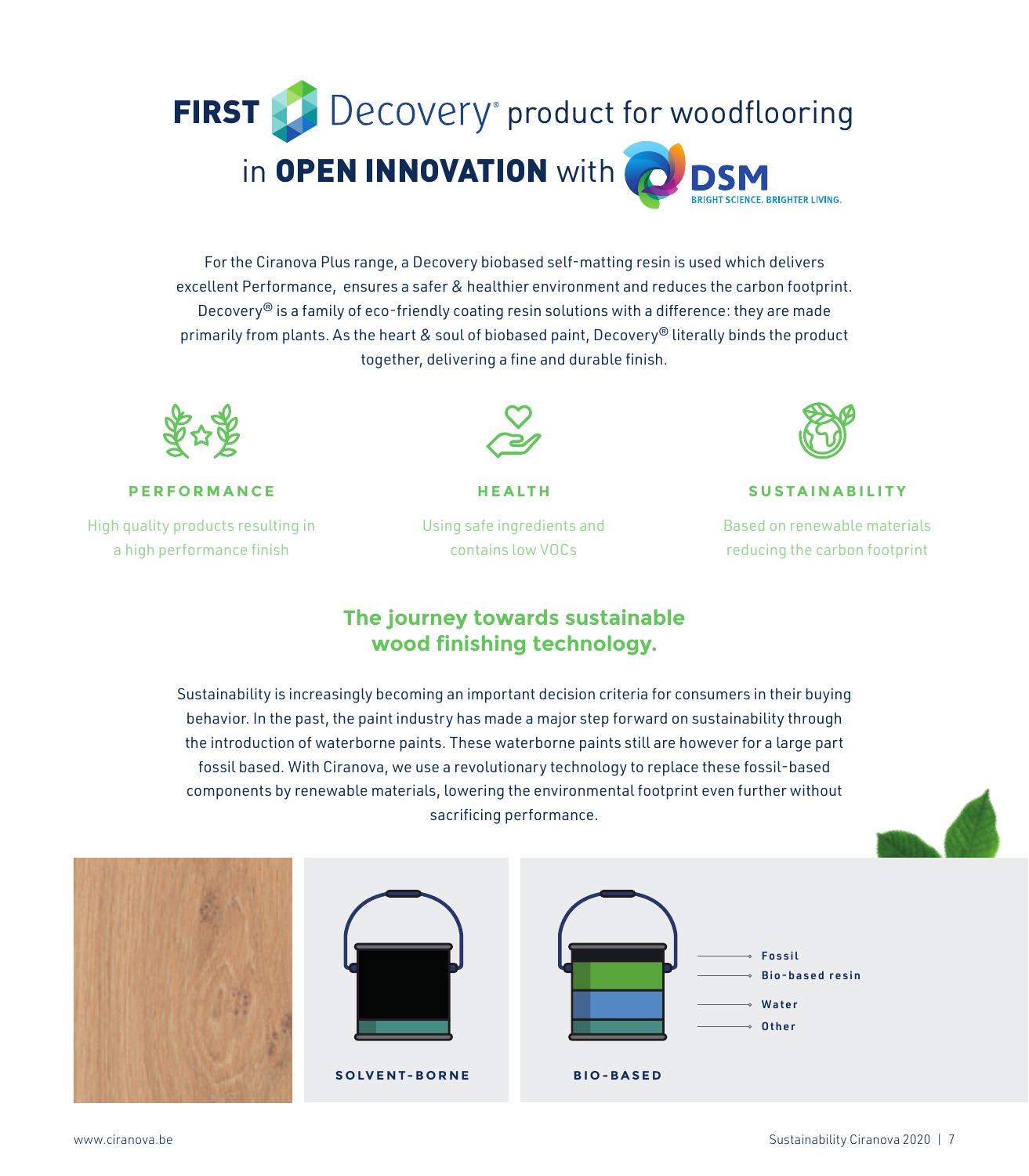# FIRST Decovery® product for woodflooring in OPEN INNOVATION with DSM

BRIGHT SCIENCE. BRIGHTER LIVING.

For the Ciranova Plus range, a Decovery biobased self-matting resin is used which delivers excellent Performance, ensures a safer & healthier environment and reduces the carbon footprint. Decovery® is a family of eco-friendly coating resin solutions with a difference: they are made primarily from plants. As the heart & soul of biobased paint, Decovery® literally binds the product together, delivering a fine and durable finish.

**PERFORMANCE**

High quality products resulting in a high performance finish

**HEALTH**

Using safe ingredients and contains low VOCs

**SUSTAINABILITY**

Based on renewable materials reducing the carbon footprint

## The journey towards sustainable wood finishing technology.

Sustainability is increasingly becoming an important decision criteria for consumers in their buying behavior. In the past, the paint industry has made a major step forward on sustainability through the introduction of waterborne paints. These waterborne paints still are however for a large part fossil based. With Ciranova, we use a revolutionary technology to replace these fossil-based components by renewable materials, lowering the environmental footprint even further without sacrificing performance.

SOLVENT-BORNE

BIO-BASED

Fossil

Bio-based resin

Water

Other

www.ciranova.be